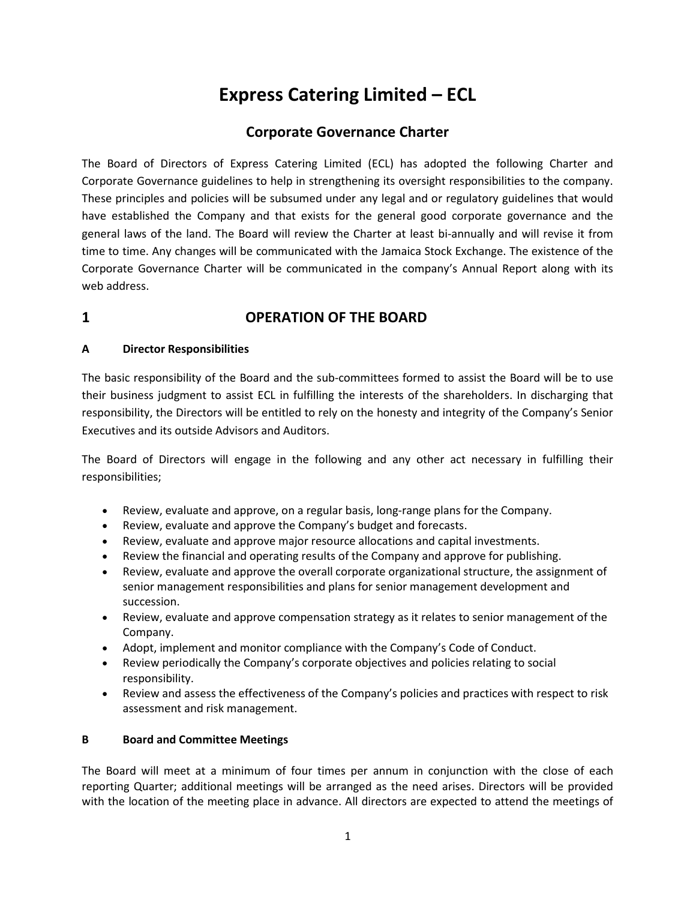# Express Catering Limited – ECL

## Corporate Governance Charter

The Board of Directors of Express Catering Limited (ECL) has adopted the following Charter and Corporate Governance guidelines to help in strengthening its oversight responsibilities to the company. These principles and policies will be subsumed under any legal and or regulatory guidelines that would have established the Company and that exists for the general good corporate governance and the general laws of the land. The Board will review the Charter at least bi-annually and will revise it from time to time. Any changes will be communicated with the Jamaica Stock Exchange. The existence of the Corporate Governance Charter will be communicated in the company's Annual Report along with its web address.

## 1 OPERATION OF THE BOARD

### A Director Responsibilities

The basic responsibility of the Board and the sub-committees formed to assist the Board will be to use their business judgment to assist ECL in fulfilling the interests of the shareholders. In discharging that responsibility, the Directors will be entitled to rely on the honesty and integrity of the Company's Senior Executives and its outside Advisors and Auditors.

The Board of Directors will engage in the following and any other act necessary in fulfilling their responsibilities;

- Review, evaluate and approve, on a regular basis, long-range plans for the Company.
- Review, evaluate and approve the Company's budget and forecasts.
- Review, evaluate and approve major resource allocations and capital investments.
- Review the financial and operating results of the Company and approve for publishing.
- Review, evaluate and approve the overall corporate organizational structure, the assignment of senior management responsibilities and plans for senior management development and succession.
- Review, evaluate and approve compensation strategy as it relates to senior management of the Company.
- Adopt, implement and monitor compliance with the Company's Code of Conduct.
- Review periodically the Company's corporate objectives and policies relating to social responsibility.
- Review and assess the effectiveness of the Company's policies and practices with respect to risk assessment and risk management.

### B Board and Committee Meetings

The Board will meet at a minimum of four times per annum in conjunction with the close of each reporting Quarter; additional meetings will be arranged as the need arises. Directors will be provided with the location of the meeting place in advance. All directors are expected to attend the meetings of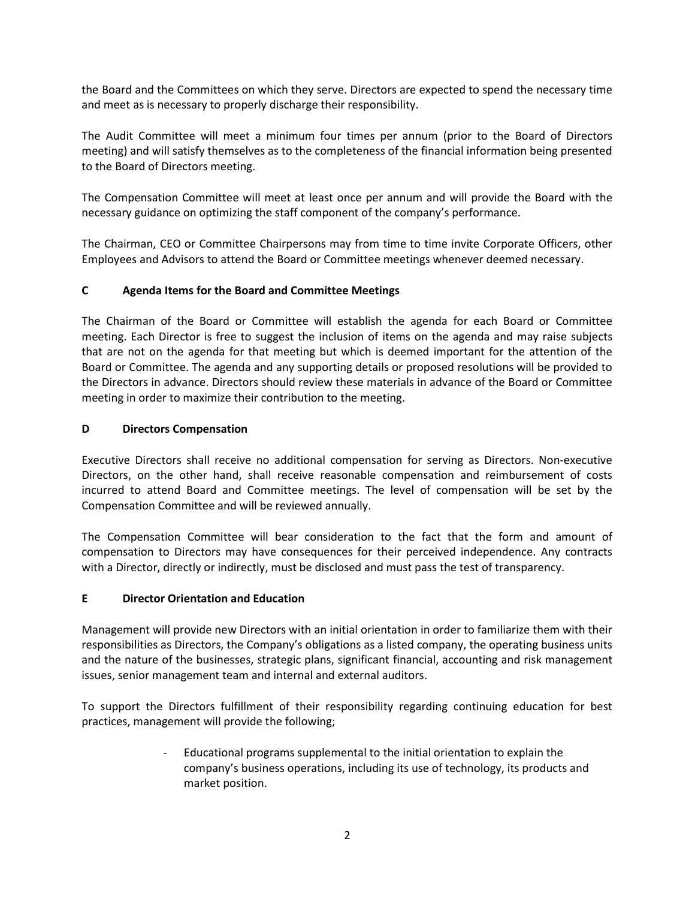the Board and the Committees on which they serve. Directors are expected to spend the necessary time and meet as is necessary to properly discharge their responsibility.

The Audit Committee will meet a minimum four times per annum (prior to the Board of Directors meeting) and will satisfy themselves as to the completeness of the financial information being presented to the Board of Directors meeting.

The Compensation Committee will meet at least once per annum and will provide the Board with the necessary guidance on optimizing the staff component of the company's performance.

The Chairman, CEO or Committee Chairpersons may from time to time invite Corporate Officers, other Employees and Advisors to attend the Board or Committee meetings whenever deemed necessary.

### C Agenda Items for the Board and Committee Meetings

The Chairman of the Board or Committee will establish the agenda for each Board or Committee meeting. Each Director is free to suggest the inclusion of items on the agenda and may raise subjects that are not on the agenda for that meeting but which is deemed important for the attention of the Board or Committee. The agenda and any supporting details or proposed resolutions will be provided to the Directors in advance. Directors should review these materials in advance of the Board or Committee meeting in order to maximize their contribution to the meeting.

### D Directors Compensation

Executive Directors shall receive no additional compensation for serving as Directors. Non-executive Directors, on the other hand, shall receive reasonable compensation and reimbursement of costs incurred to attend Board and Committee meetings. The level of compensation will be set by the Compensation Committee and will be reviewed annually.

The Compensation Committee will bear consideration to the fact that the form and amount of compensation to Directors may have consequences for their perceived independence. Any contracts with a Director, directly or indirectly, must be disclosed and must pass the test of transparency.

### E Director Orientation and Education

Management will provide new Directors with an initial orientation in order to familiarize them with their responsibilities as Directors, the Company's obligations as a listed company, the operating business units and the nature of the businesses, strategic plans, significant financial, accounting and risk management issues, senior management team and internal and external auditors.

To support the Directors fulfillment of their responsibility regarding continuing education for best practices, management will provide the following;

- Educational programs supplemental to the initial orientation to explain the company's business operations, including its use of technology, its products and market position.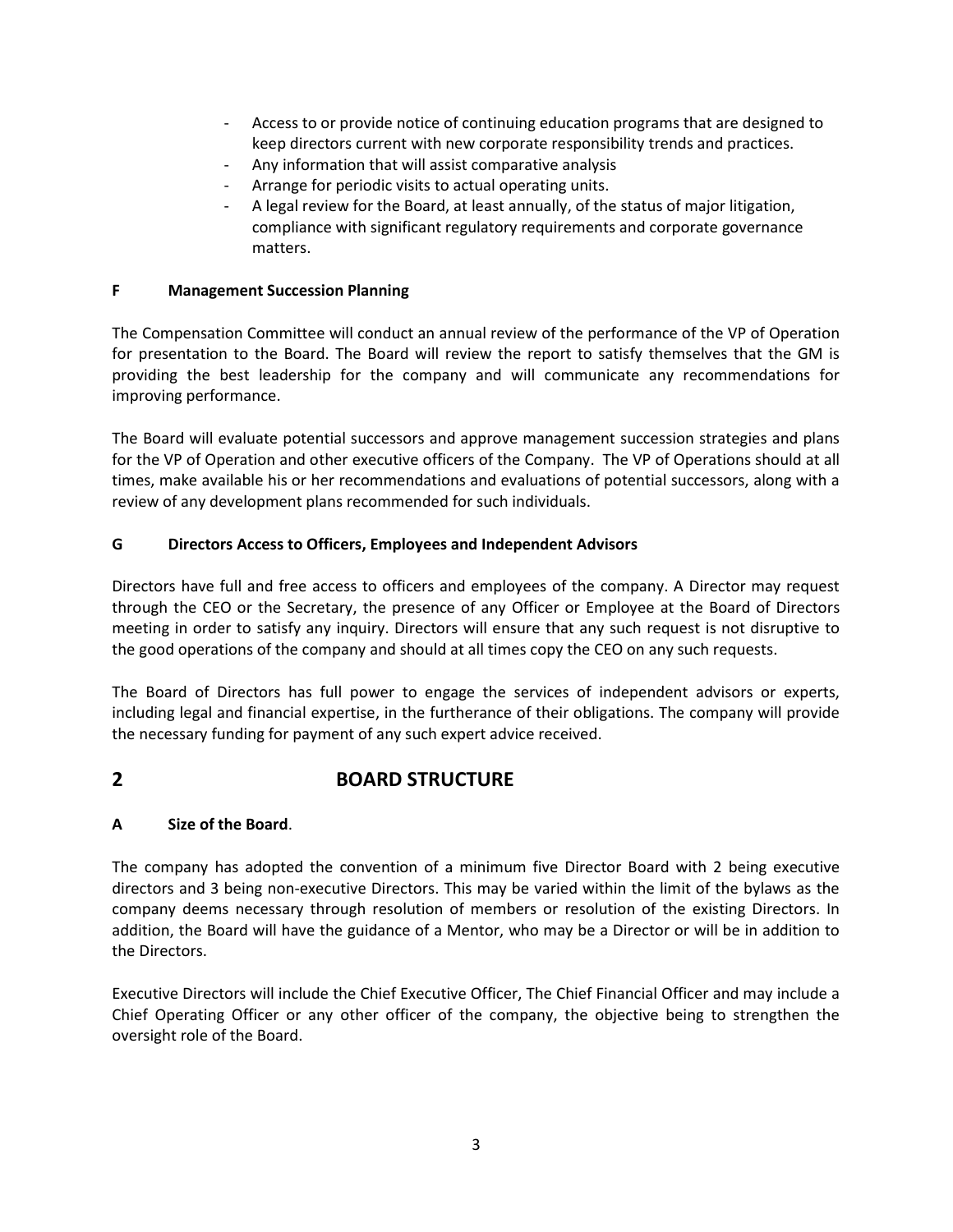- Access to or provide notice of continuing education programs that are designed to keep directors current with new corporate responsibility trends and practices.
- Any information that will assist comparative analysis
- Arrange for periodic visits to actual operating units.
- A legal review for the Board, at least annually, of the status of major litigation, compliance with significant regulatory requirements and corporate governance matters.

### F Management Succession Planning

The Compensation Committee will conduct an annual review of the performance of the VP of Operation for presentation to the Board. The Board will review the report to satisfy themselves that the GM is providing the best leadership for the company and will communicate any recommendations for improving performance.

The Board will evaluate potential successors and approve management succession strategies and plans for the VP of Operation and other executive officers of the Company. The VP of Operations should at all times, make available his or her recommendations and evaluations of potential successors, along with a review of any development plans recommended for such individuals.

### G Directors Access to Officers, Employees and Independent Advisors

Directors have full and free access to officers and employees of the company. A Director may request through the CEO or the Secretary, the presence of any Officer or Employee at the Board of Directors meeting in order to satisfy any inquiry. Directors will ensure that any such request is not disruptive to the good operations of the company and should at all times copy the CEO on any such requests.

The Board of Directors has full power to engage the services of independent advisors or experts, including legal and financial expertise, in the furtherance of their obligations. The company will provide the necessary funding for payment of any such expert advice received.

## 2 BOARD STRUCTURE

### A Size of the Board.

The company has adopted the convention of a minimum five Director Board with 2 being executive directors and 3 being non-executive Directors. This may be varied within the limit of the bylaws as the company deems necessary through resolution of members or resolution of the existing Directors. In addition, the Board will have the guidance of a Mentor, who may be a Director or will be in addition to the Directors.

Executive Directors will include the Chief Executive Officer, The Chief Financial Officer and may include a Chief Operating Officer or any other officer of the company, the objective being to strengthen the oversight role of the Board.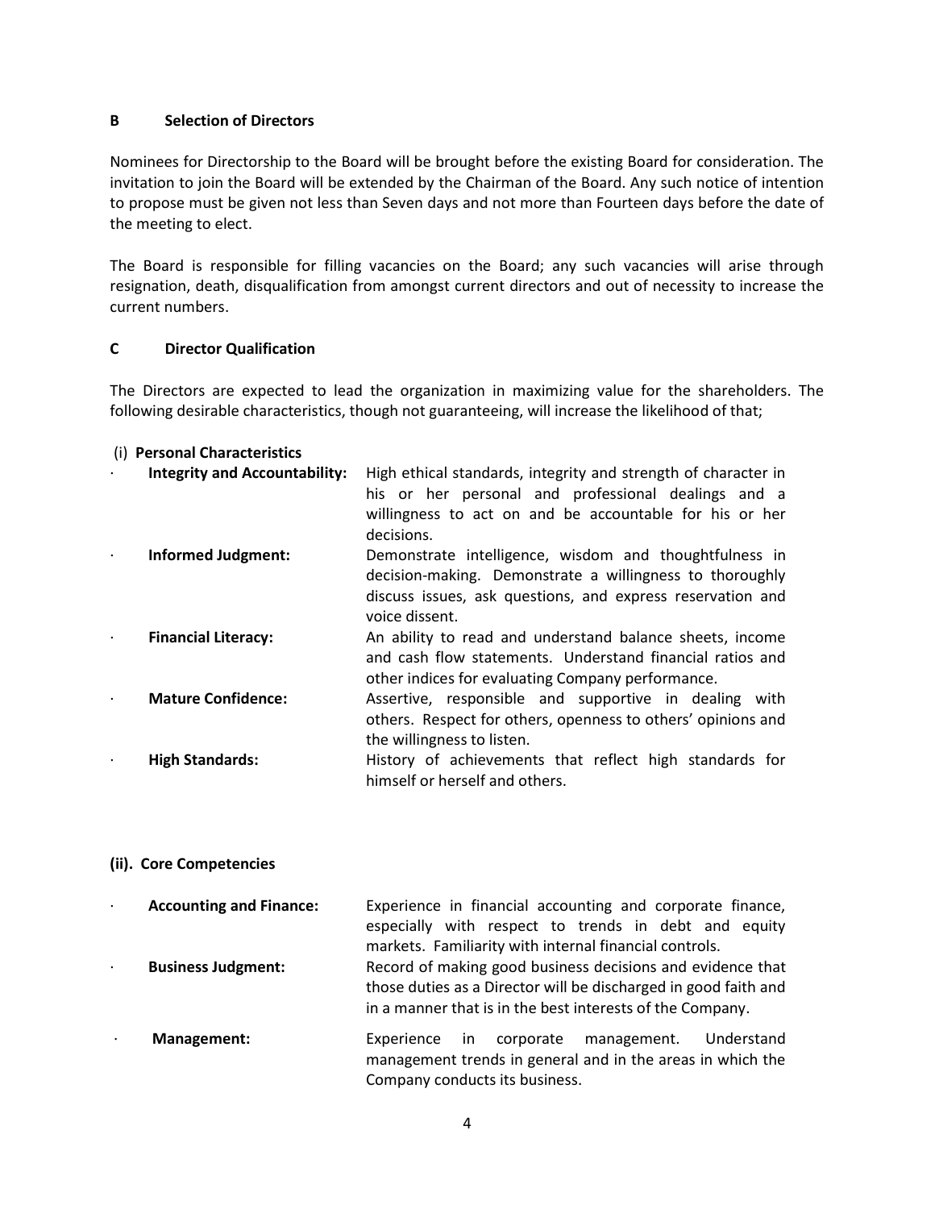## B Selection of Directors

Nominees for Directorship to the Board will be brought before the existing Board for consideration. The invitation to join the Board will be extended by the Chairman of the Board. Any such notice of intention to propose must be given not less than Seven days and not more than Fourteen days before the date of the meeting to elect.

The Board is responsible for filling vacancies on the Board; any such vacancies will arise through resignation, death, disqualification from amongst current directors and out of necessity to increase the current numbers.

## C Director Qualification

The Directors are expected to lead the organization in maximizing value for the shareholders. The following desirable characteristics, though not guaranteeing, will increase the likelihood of that;

### (i) Personal Characteristics

- **Integrity and Accountability:** High ethical standards, integrity and strength of character in his or her personal and professional dealings and a willingness to act on and be accountable for his or her decisions.
- **Informed Judgment:** Demonstrate intelligence, wisdom and thoughtfulness in decision-making. Demonstrate a willingness to thoroughly discuss issues, ask questions, and express reservation and voice dissent.
- **Financial Literacy:** An ability to read and understand balance sheets, income and cash flow statements. Understand financial ratios and other indices for evaluating Company performance.
- **Mature Confidence:** Assertive, responsible and supportive in dealing with others. Respect for others, openness to others' opinions and the willingness to listen.
- **High Standards:** History of achievements that reflect high standards for himself or herself and others.

### (ii). Core Competencies

- **Accounting and Finance:** Experience in financial accounting and corporate finance, especially with respect to trends in debt and equity markets. Familiarity with internal financial controls.
- **Business Judgment:** Record of making good business decisions and evidence that those duties as a Director will be discharged in good faith and in a manner that is in the best interests of the Company.
- **Management:** Experience in corporate management. Understand management trends in general and in the areas in which the Company conducts its business.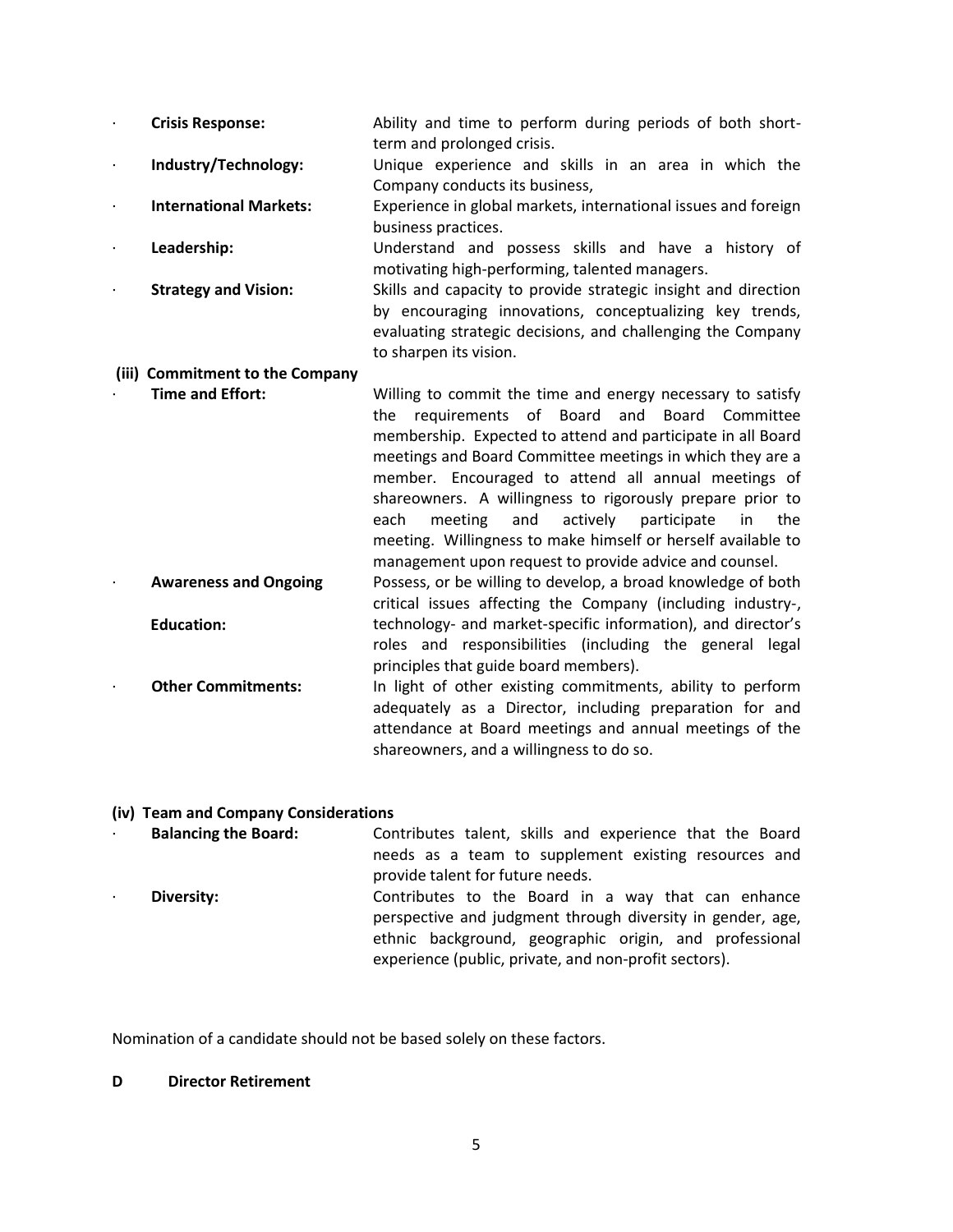- **Crisis Response:** Ability and time to perform during periods of both short-term and prolonged crisis.
- **Industry/Technology:** Unique experience and skills in an area in which the Company conducts its business,
- **International Markets:** Experience in global markets, international issues and foreign business practices.
- **Leadership:** Understand and possess skills and have a history of motivating high-performing, talented managers.
- **Strategy and Vision:** Skills and capacity to provide strategic insight and direction by encouraging innovations, conceptualizing key trends, evaluating strategic decisions, and challenging the Company to sharpen its vision.

**(iii) Commitment to the Company**

- **Time and Effort:** Willing to commit the time and energy necessary to satisfy the requirements of Board and Board Committee membership. Expected to attend and participate in all Board meetings and Board Committee meetings in which they are a member. Encouraged to attend all annual meetings of shareowners. A willingness to rigorously prepare prior to each meeting and actively participate in the meeting. Willingness to make himself or herself available to management upon request to provide advice and counsel.
- **Awareness and Ongoing Education:** Possess, or be willing to develop, a broad knowledge of both critical issues affecting the Company (including industry-, technology- and market-specific information), and director's roles and responsibilities (including the general legal principles that guide board members).
- **Other Commitments:** In light of other existing commitments, ability to perform adequately as a Director, including preparation for and attendance at Board meetings and annual meetings of the shareowners, and a willingness to do so.

**(iv) Team and Company Considerations**

- **Balancing the Board:** Contributes talent, skills and experience that the Board needs as a team to supplement existing resources and provide talent for future needs.
- **Diversity:** Contributes to the Board in a way that can enhance perspective and judgment through diversity in gender, age, ethnic background, geographic origin, and professional experience (public, private, and non-profit sectors).

Nomination of a candidate should not be based solely on these factors.

## D Director Retirement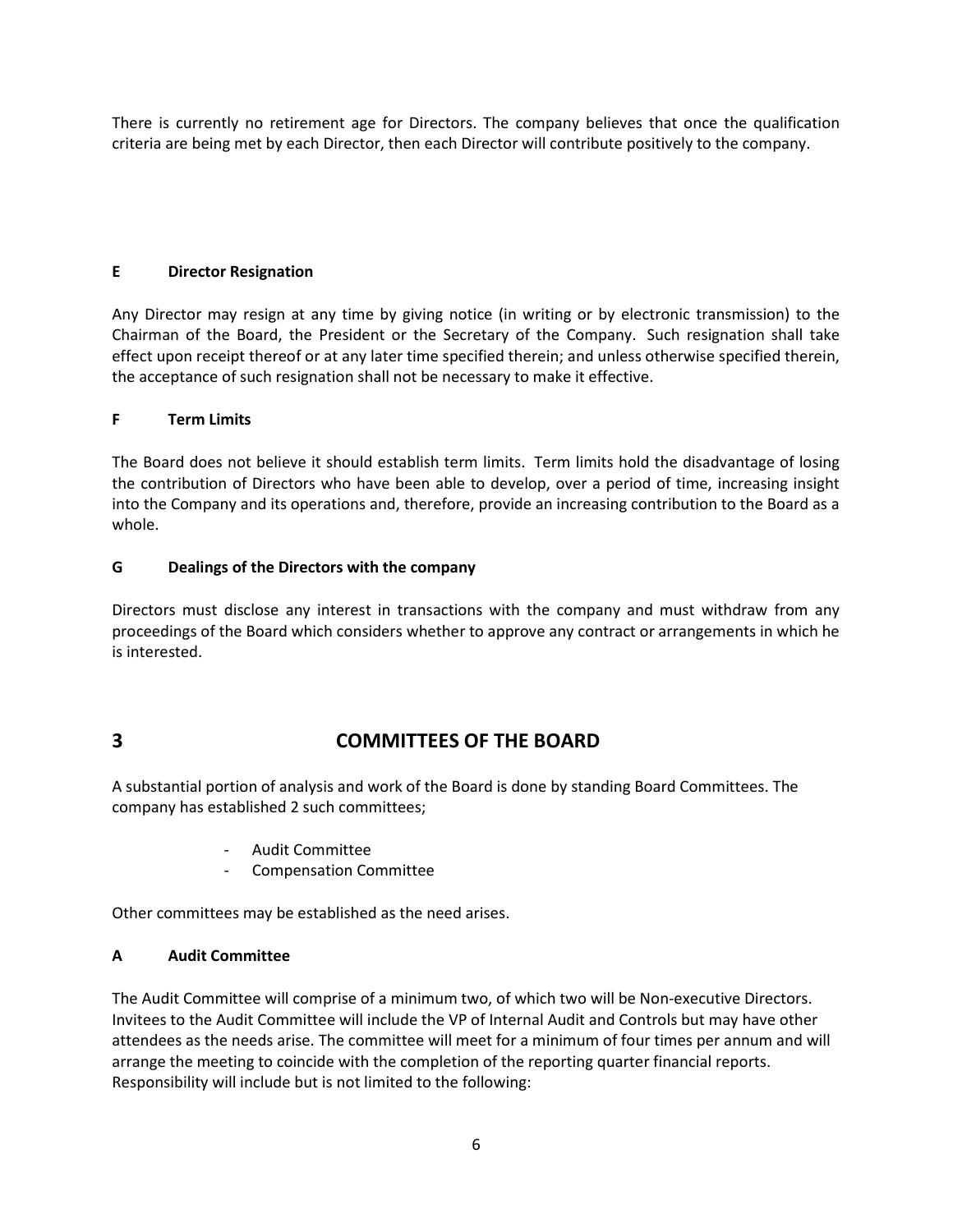There is currently no retirement age for Directors. The company believes that once the qualification criteria are being met by each Director, then each Director will contribute positively to the company.

### E Director Resignation

Any Director may resign at any time by giving notice (in writing or by electronic transmission) to the Chairman of the Board, the President or the Secretary of the Company. Such resignation shall take effect upon receipt thereof or at any later time specified therein; and unless otherwise specified therein, the acceptance of such resignation shall not be necessary to make it effective.

### F Term Limits

The Board does not believe it should establish term limits. Term limits hold the disadvantage of losing the contribution of Directors who have been able to develop, over a period of time, increasing insight into the Company and its operations and, therefore, provide an increasing contribution to the Board as a whole.

### G Dealings of the Directors with the company

Directors must disclose any interest in transactions with the company and must withdraw from any proceedings of the Board which considers whether to approve any contract or arrangements in which he is interested.

## 3 COMMITTEES OF THE BOARD

A substantial portion of analysis and work of the Board is done by standing Board Committees. The company has established 2 such committees;

- Audit Committee
- Compensation Committee

Other committees may be established as the need arises.

### A Audit Committee

The Audit Committee will comprise of a minimum two, of which two will be Non-executive Directors. Invitees to the Audit Committee will include the VP of Internal Audit and Controls but may have other attendees as the needs arise. The committee will meet for a minimum of four times per annum and will arrange the meeting to coincide with the completion of the reporting quarter financial reports. Responsibility will include but is not limited to the following: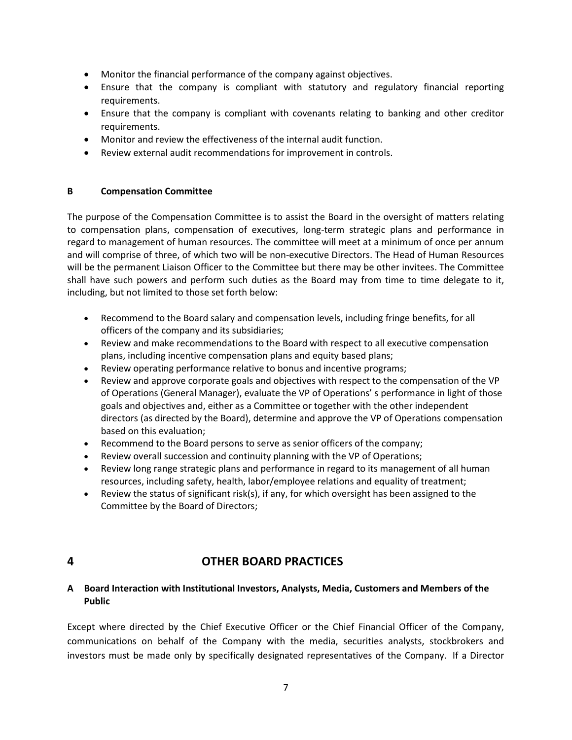- Monitor the financial performance of the company against objectives.
- Ensure that the company is compliant with statutory and regulatory financial reporting requirements.
- Ensure that the company is compliant with covenants relating to banking and other creditor requirements.
- Monitor and review the effectiveness of the internal audit function.
- Review external audit recommendations for improvement in controls.

### B Compensation Committee

The purpose of the Compensation Committee is to assist the Board in the oversight of matters relating to compensation plans, compensation of executives, long-term strategic plans and performance in regard to management of human resources. The committee will meet at a minimum of once per annum and will comprise of three, of which two will be non-executive Directors. The Head of Human Resources will be the permanent Liaison Officer to the Committee but there may be other invitees. The Committee shall have such powers and perform such duties as the Board may from time to time delegate to it, including, but not limited to those set forth below:

- Recommend to the Board salary and compensation levels, including fringe benefits, for all officers of the company and its subsidiaries;
- Review and make recommendations to the Board with respect to all executive compensation plans, including incentive compensation plans and equity based plans;
- Review operating performance relative to bonus and incentive programs;
- Review and approve corporate goals and objectives with respect to the compensation of the VP of Operations (General Manager), evaluate the VP of Operations' s performance in light of those goals and objectives and, either as a Committee or together with the other independent directors (as directed by the Board), determine and approve the VP of Operations compensation based on this evaluation;
- Recommend to the Board persons to serve as senior officers of the company;
- Review overall succession and continuity planning with the VP of Operations;
- Review long range strategic plans and performance in regard to its management of all human resources, including safety, health, labor/employee relations and equality of treatment;
- Review the status of significant risk(s), if any, for which oversight has been assigned to the Committee by the Board of Directors;

## 4 OTHER BOARD PRACTICES

### A Board Interaction with Institutional Investors, Analysts, Media, Customers and Members of the Public

Except where directed by the Chief Executive Officer or the Chief Financial Officer of the Company, communications on behalf of the Company with the media, securities analysts, stockbrokers and investors must be made only by specifically designated representatives of the Company. If a Director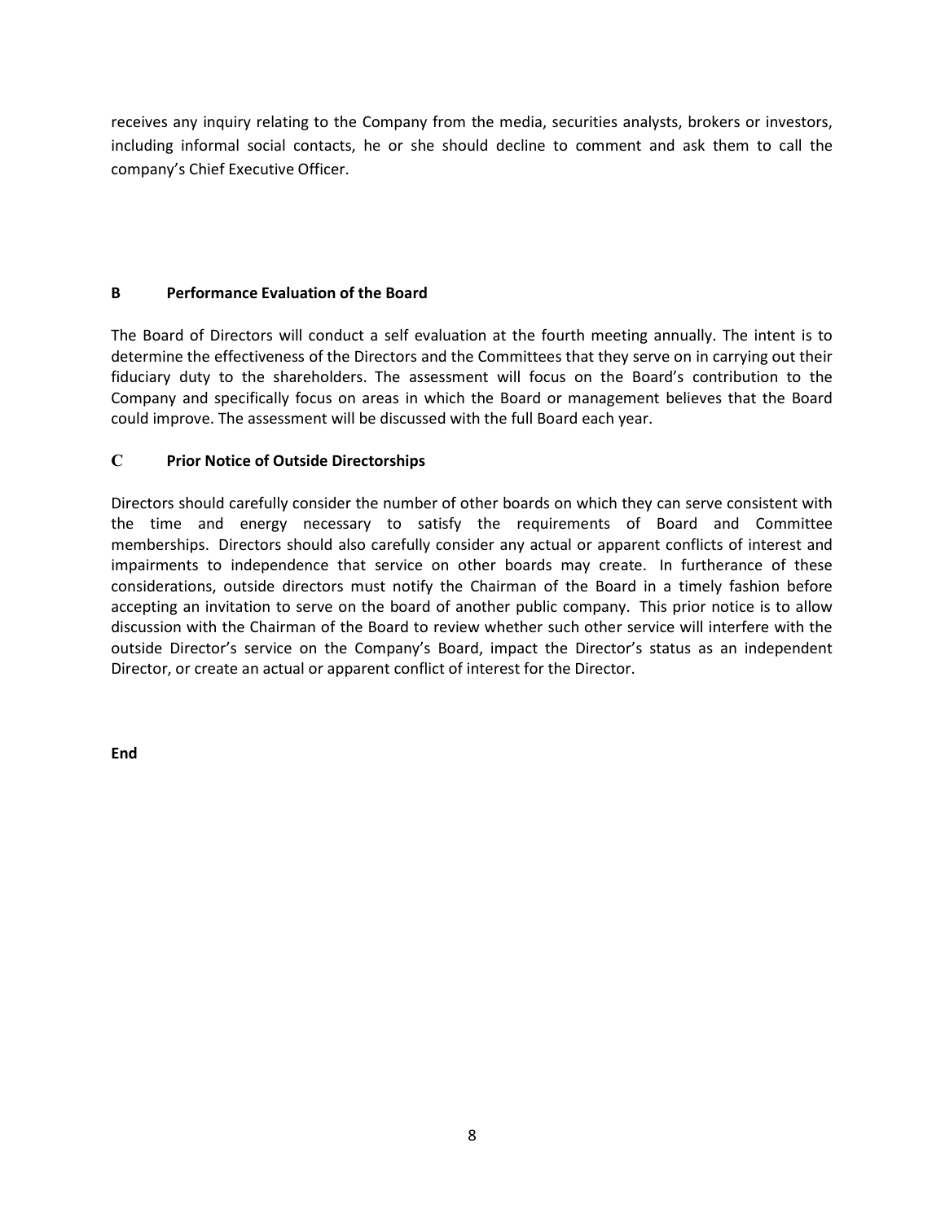receives any inquiry relating to the Company from the media, securities analysts, brokers or investors, including informal social contacts, he or she should decline to comment and ask them to call the company's Chief Executive Officer.

**B Performance Evaluation of the Board**

The Board of Directors will conduct a self evaluation at the fourth meeting annually. The intent is to determine the effectiveness of the Directors and the Committees that they serve on in carrying out their fiduciary duty to the shareholders. The assessment will focus on the Board's contribution to the Company and specifically focus on areas in which the Board or management believes that the Board could improve. The assessment will be discussed with the full Board each year.

**C Prior Notice of Outside Directorships**

Directors should carefully consider the number of other boards on which they can serve consistent with the time and energy necessary to satisfy the requirements of Board and Committee memberships. Directors should also carefully consider any actual or apparent conflicts of interest and impairments to independence that service on other boards may create. In furtherance of these considerations, outside directors must notify the Chairman of the Board in a timely fashion before accepting an invitation to serve on the board of another public company. This prior notice is to allow discussion with the Chairman of the Board to review whether such other service will interfere with the outside Director's service on the Company's Board, impact the Director's status as an independent Director, or create an actual or apparent conflict of interest for the Director.

**End**